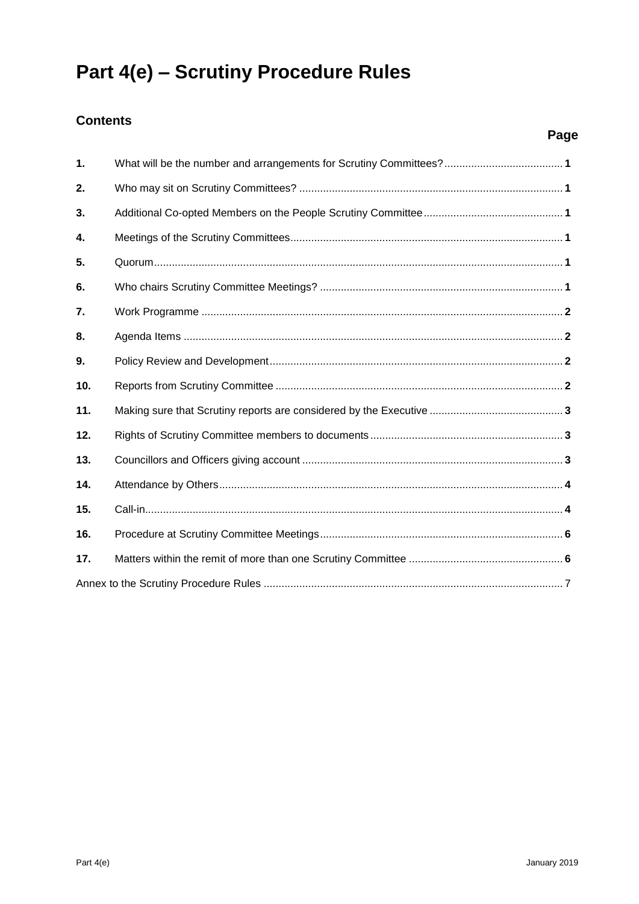# Part 4(e) – Scrutiny Procedure Rules

## Contents

| | | Page |
|---|---|---|
| **1.** | What will be the number and arrangements for Scrutiny Committees? | **1** |
| **2.** | Who may sit on Scrutiny Committees? | **1** |
| **3.** | Additional Co-opted Members on the People Scrutiny Committee | **1** |
| **4.** | Meetings of the Scrutiny Committees | **1** |
| **5.** | Quorum | **1** |
| **6.** | Who chairs Scrutiny Committee Meetings? | **1** |
| **7.** | Work Programme | **2** |
| **8.** | Agenda Items | **2** |
| **9.** | Policy Review and Development | **2** |
| **10.** | Reports from Scrutiny Committee | **2** |
| **11.** | Making sure that Scrutiny reports are considered by the Executive | **3** |
| **12.** | Rights of Scrutiny Committee members to documents | **3** |
| **13.** | Councillors and Officers giving account | **3** |
| **14.** | Attendance by Others | **4** |
| **15.** | Call-in | **4** |
| **16.** | Procedure at Scrutiny Committee Meetings | **6** |
| **17.** | Matters within the remit of more than one Scrutiny Committee | **6** |
| | Annex to the Scrutiny Procedure Rules | 7 |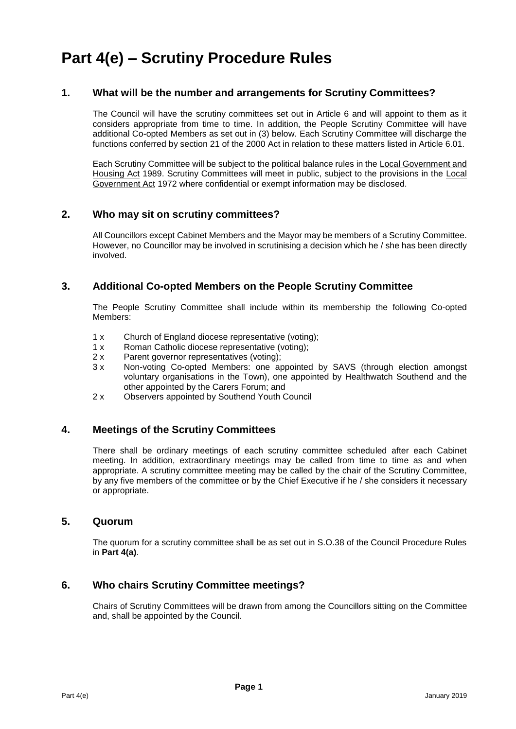# Part 4(e) – Scrutiny Procedure Rules

## 1. What will be the number and arrangements for Scrutiny Committees?

The Council will have the scrutiny committees set out in Article 6 and will appoint to them as it considers appropriate from time to time. In addition, the People Scrutiny Committee will have additional Co-opted Members as set out in (3) below. Each Scrutiny Committee will discharge the functions conferred by section 21 of the 2000 Act in relation to these matters listed in Article 6.01.

Each Scrutiny Committee will be subject to the political balance rules in the Local Government and Housing Act 1989. Scrutiny Committees will meet in public, subject to the provisions in the Local Government Act 1972 where confidential or exempt information may be disclosed.

## 2. Who may sit on scrutiny committees?

All Councillors except Cabinet Members and the Mayor may be members of a Scrutiny Committee. However, no Councillor may be involved in scrutinising a decision which he / she has been directly involved.

## 3. Additional Co-opted Members on the People Scrutiny Committee

The People Scrutiny Committee shall include within its membership the following Co-opted Members:

- 1 x Church of England diocese representative (voting);
- 1 x Roman Catholic diocese representative (voting);
- 2 x Parent governor representatives (voting);
- 3 x Non-voting Co-opted Members: one appointed by SAVS (through election amongst voluntary organisations in the Town), one appointed by Healthwatch Southend and the other appointed by the Carers Forum; and
- 2 x Observers appointed by Southend Youth Council

## 4. Meetings of the Scrutiny Committees

There shall be ordinary meetings of each scrutiny committee scheduled after each Cabinet meeting. In addition, extraordinary meetings may be called from time to time as and when appropriate. A scrutiny committee meeting may be called by the chair of the Scrutiny Committee, by any five members of the committee or by the Chief Executive if he / she considers it necessary or appropriate.

## 5. Quorum

The quorum for a scrutiny committee shall be as set out in S.O.38 of the Council Procedure Rules in **Part 4(a)**.

## 6. Who chairs Scrutiny Committee meetings?

Chairs of Scrutiny Committees will be drawn from among the Councillors sitting on the Committee and, shall be appointed by the Council.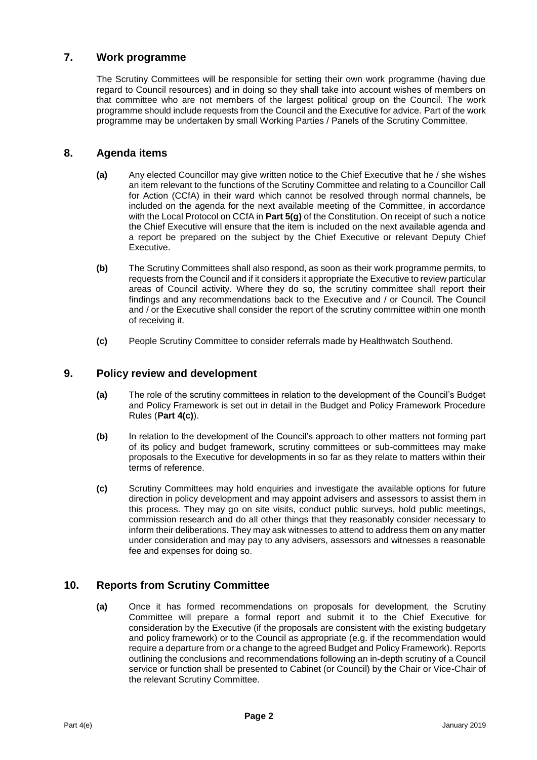## 7. Work programme

The Scrutiny Committees will be responsible for setting their own work programme (having due regard to Council resources) and in doing so they shall take into account wishes of members on that committee who are not members of the largest political group on the Council. The work programme should include requests from the Council and the Executive for advice. Part of the work programme may be undertaken by small Working Parties / Panels of the Scrutiny Committee.

## 8. Agenda items

**(a)** Any elected Councillor may give written notice to the Chief Executive that he / she wishes an item relevant to the functions of the Scrutiny Committee and relating to a Councillor Call for Action (CCfA) in their ward which cannot be resolved through normal channels, be included on the agenda for the next available meeting of the Committee, in accordance with the Local Protocol on CCfA in **Part 5(g)** of the Constitution. On receipt of such a notice the Chief Executive will ensure that the item is included on the next available agenda and a report be prepared on the subject by the Chief Executive or relevant Deputy Chief Executive.

**(b)** The Scrutiny Committees shall also respond, as soon as their work programme permits, to requests from the Council and if it considers it appropriate the Executive to review particular areas of Council activity. Where they do so, the scrutiny committee shall report their findings and any recommendations back to the Executive and / or Council. The Council and / or the Executive shall consider the report of the scrutiny committee within one month of receiving it.

**(c)** People Scrutiny Committee to consider referrals made by Healthwatch Southend.

## 9. Policy review and development

**(a)** The role of the scrutiny committees in relation to the development of the Council's Budget and Policy Framework is set out in detail in the Budget and Policy Framework Procedure Rules (**Part 4(c)**).

**(b)** In relation to the development of the Council's approach to other matters not forming part of its policy and budget framework, scrutiny committees or sub-committees may make proposals to the Executive for developments in so far as they relate to matters within their terms of reference.

**(c)** Scrutiny Committees may hold enquiries and investigate the available options for future direction in policy development and may appoint advisers and assessors to assist them in this process. They may go on site visits, conduct public surveys, hold public meetings, commission research and do all other things that they reasonably consider necessary to inform their deliberations. They may ask witnesses to attend to address them on any matter under consideration and may pay to any advisers, assessors and witnesses a reasonable fee and expenses for doing so.

## 10. Reports from Scrutiny Committee

**(a)** Once it has formed recommendations on proposals for development, the Scrutiny Committee will prepare a formal report and submit it to the Chief Executive for consideration by the Executive (if the proposals are consistent with the existing budgetary and policy framework) or to the Council as appropriate (e.g. if the recommendation would require a departure from or a change to the agreed Budget and Policy Framework). Reports outlining the conclusions and recommendations following an in-depth scrutiny of a Council service or function shall be presented to Cabinet (or Council) by the Chair or Vice-Chair of the relevant Scrutiny Committee.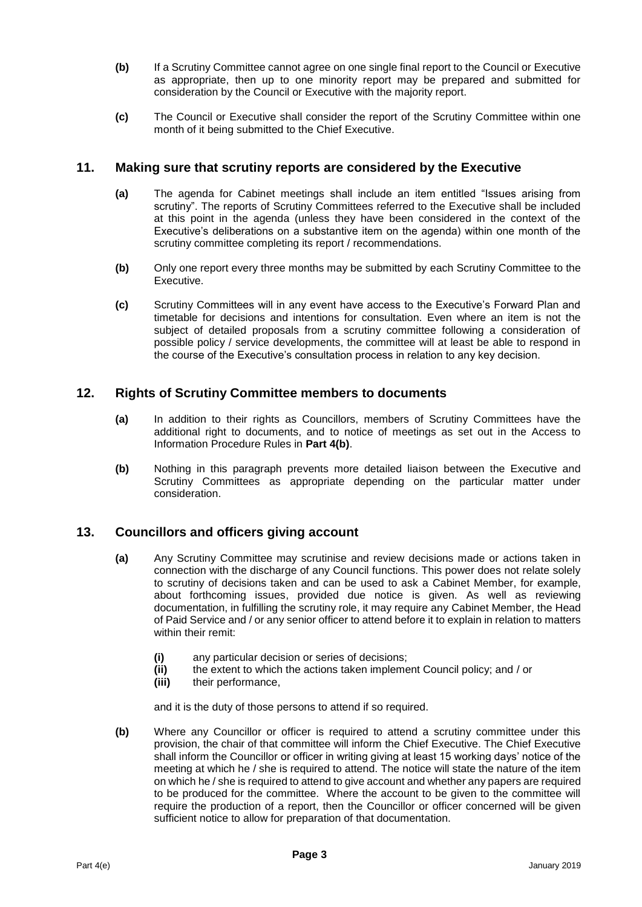**(b)** If a Scrutiny Committee cannot agree on one single final report to the Council or Executive as appropriate, then up to one minority report may be prepared and submitted for consideration by the Council or Executive with the majority report.

**(c)** The Council or Executive shall consider the report of the Scrutiny Committee within one month of it being submitted to the Chief Executive.

## 11. Making sure that scrutiny reports are considered by the Executive

**(a)** The agenda for Cabinet meetings shall include an item entitled "Issues arising from scrutiny". The reports of Scrutiny Committees referred to the Executive shall be included at this point in the agenda (unless they have been considered in the context of the Executive's deliberations on a substantive item on the agenda) within one month of the scrutiny committee completing its report / recommendations.

**(b)** Only one report every three months may be submitted by each Scrutiny Committee to the Executive.

**(c)** Scrutiny Committees will in any event have access to the Executive's Forward Plan and timetable for decisions and intentions for consultation. Even where an item is not the subject of detailed proposals from a scrutiny committee following a consideration of possible policy / service developments, the committee will at least be able to respond in the course of the Executive's consultation process in relation to any key decision.

## 12. Rights of Scrutiny Committee members to documents

**(a)** In addition to their rights as Councillors, members of Scrutiny Committees have the additional right to documents, and to notice of meetings as set out in the Access to Information Procedure Rules in **Part 4(b)**.

**(b)** Nothing in this paragraph prevents more detailed liaison between the Executive and Scrutiny Committees as appropriate depending on the particular matter under consideration.

## 13. Councillors and officers giving account

**(a)** Any Scrutiny Committee may scrutinise and review decisions made or actions taken in connection with the discharge of any Council functions. This power does not relate solely to scrutiny of decisions taken and can be used to ask a Cabinet Member, for example, about forthcoming issues, provided due notice is given. As well as reviewing documentation, in fulfilling the scrutiny role, it may require any Cabinet Member, the Head of Paid Service and / or any senior officer to attend before it to explain in relation to matters within their remit:

- **(i)** any particular decision or series of decisions;
- **(ii)** the extent to which the actions taken implement Council policy; and / or
- **(iii)** their performance,

and it is the duty of those persons to attend if so required.

**(b)** Where any Councillor or officer is required to attend a scrutiny committee under this provision, the chair of that committee will inform the Chief Executive. The Chief Executive shall inform the Councillor or officer in writing giving at least 15 working days' notice of the meeting at which he / she is required to attend. The notice will state the nature of the item on which he / she is required to attend to give account and whether any papers are required to be produced for the committee. Where the account to be given to the committee will require the production of a report, then the Councillor or officer concerned will be given sufficient notice to allow for preparation of that documentation.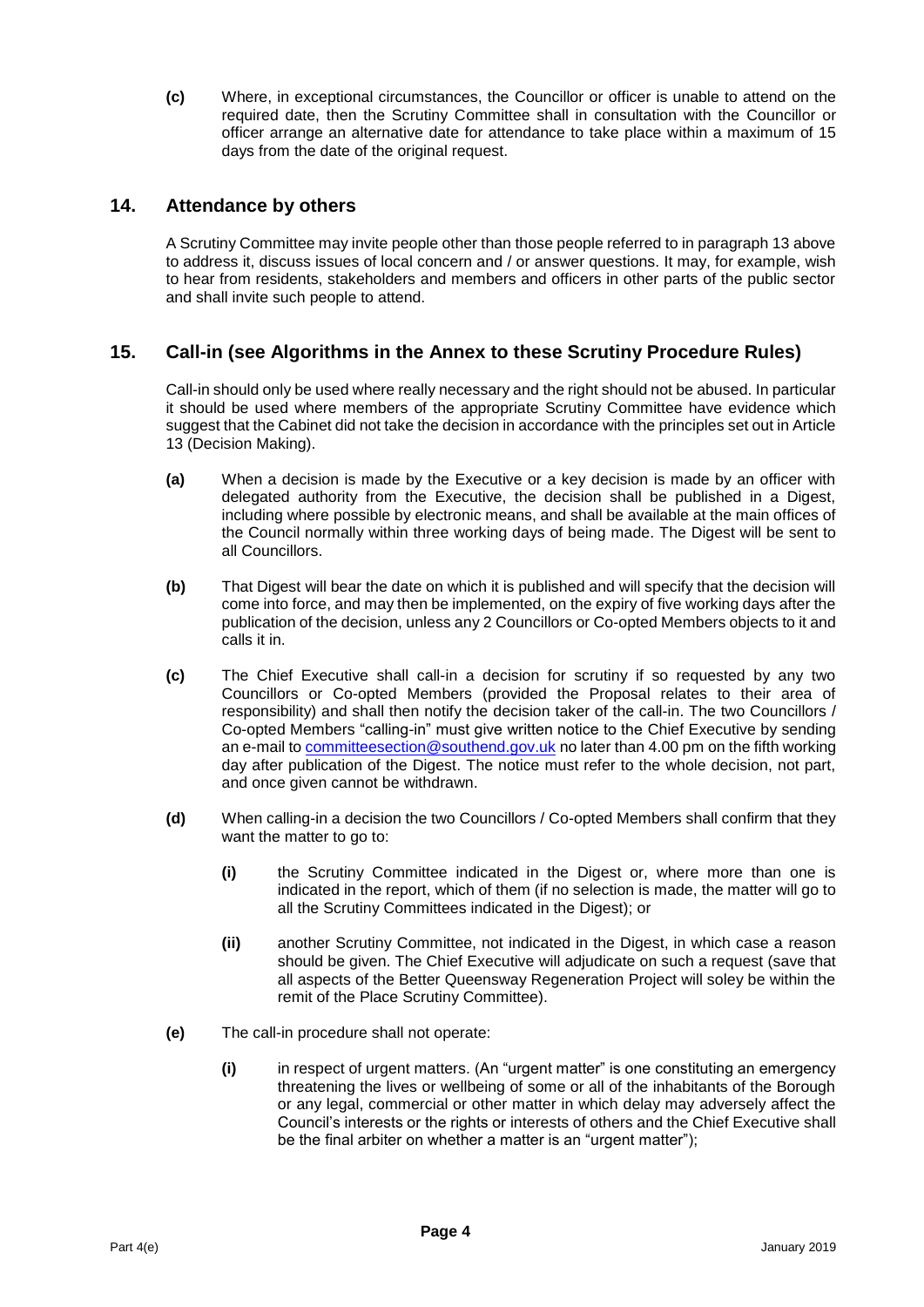**(c)** Where, in exceptional circumstances, the Councillor or officer is unable to attend on the required date, then the Scrutiny Committee shall in consultation with the Councillor or officer arrange an alternative date for attendance to take place within a maximum of 15 days from the date of the original request.

## 14. Attendance by others

A Scrutiny Committee may invite people other than those people referred to in paragraph 13 above to address it, discuss issues of local concern and / or answer questions. It may, for example, wish to hear from residents, stakeholders and members and officers in other parts of the public sector and shall invite such people to attend.

## 15. Call-in (see Algorithms in the Annex to these Scrutiny Procedure Rules)

Call-in should only be used where really necessary and the right should not be abused. In particular it should be used where members of the appropriate Scrutiny Committee have evidence which suggest that the Cabinet did not take the decision in accordance with the principles set out in Article 13 (Decision Making).

**(a)** When a decision is made by the Executive or a key decision is made by an officer with delegated authority from the Executive, the decision shall be published in a Digest, including where possible by electronic means, and shall be available at the main offices of the Council normally within three working days of being made. The Digest will be sent to all Councillors.

**(b)** That Digest will bear the date on which it is published and will specify that the decision will come into force, and may then be implemented, on the expiry of five working days after the publication of the decision, unless any 2 Councillors or Co-opted Members objects to it and calls it in.

**(c)** The Chief Executive shall call-in a decision for scrutiny if so requested by any two Councillors or Co-opted Members (provided the Proposal relates to their area of responsibility) and shall then notify the decision taker of the call-in. The two Councillors / Co-opted Members "calling-in" must give written notice to the Chief Executive by sending an e-mail to committeesection@southend.gov.uk no later than 4.00 pm on the fifth working day after publication of the Digest. The notice must refer to the whole decision, not part, and once given cannot be withdrawn.

**(d)** When calling-in a decision the two Councillors / Co-opted Members shall confirm that they want the matter to go to:

- **(i)** the Scrutiny Committee indicated in the Digest or, where more than one is indicated in the report, which of them (if no selection is made, the matter will go to all the Scrutiny Committees indicated in the Digest); or

- **(ii)** another Scrutiny Committee, not indicated in the Digest, in which case a reason should be given. The Chief Executive will adjudicate on such a request (save that all aspects of the Better Queensway Regeneration Project will soley be within the remit of the Place Scrutiny Committee).

**(e)** The call-in procedure shall not operate:

- **(i)** in respect of urgent matters. (An "urgent matter" is one constituting an emergency threatening the lives or wellbeing of some or all of the inhabitants of the Borough or any legal, commercial or other matter in which delay may adversely affect the Council's interests or the rights or interests of others and the Chief Executive shall be the final arbiter on whether a matter is an "urgent matter");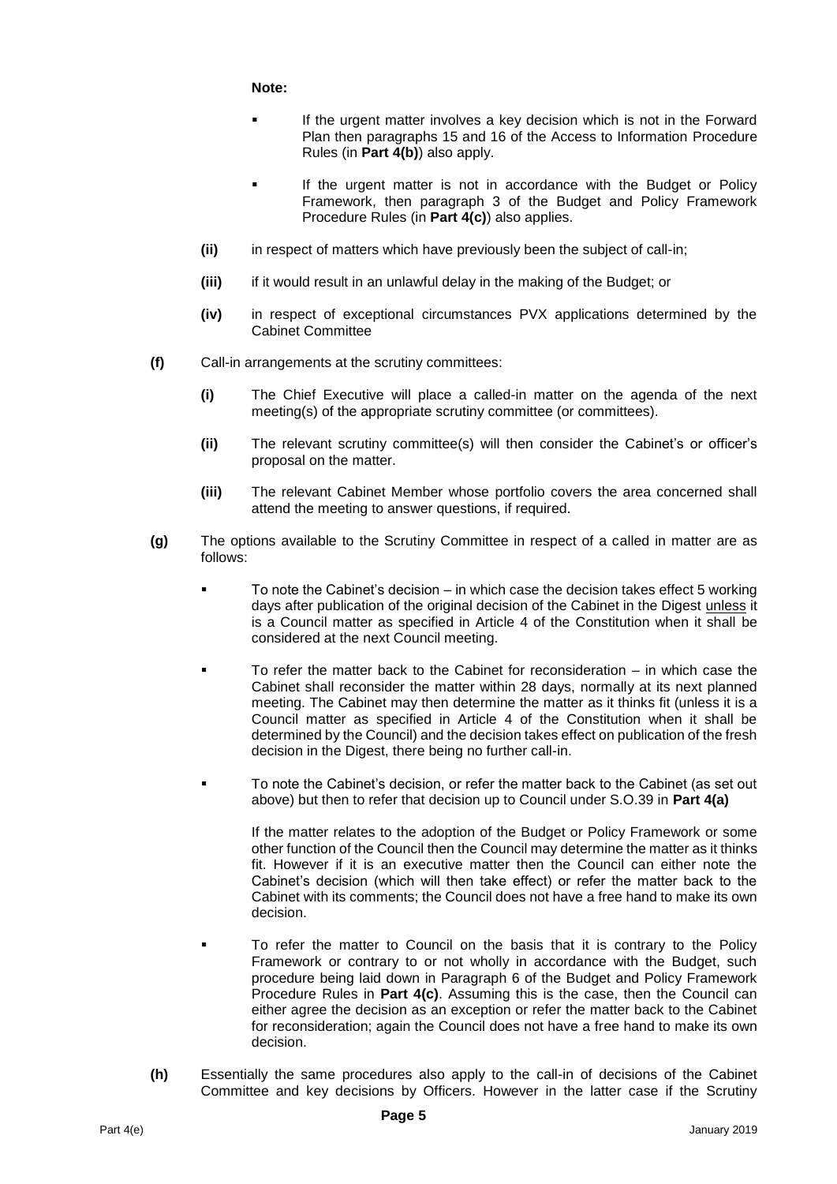**Note:**

- If the urgent matter involves a key decision which is not in the Forward Plan then paragraphs 15 and 16 of the Access to Information Procedure Rules (in **Part 4(b)**) also apply.
- If the urgent matter is not in accordance with the Budget or Policy Framework, then paragraph 3 of the Budget and Policy Framework Procedure Rules (in **Part 4(c)**) also applies.

**(ii)** in respect of matters which have previously been the subject of call-in;

**(iii)** if it would result in an unlawful delay in the making of the Budget; or

**(iv)** in respect of exceptional circumstances PVX applications determined by the Cabinet Committee

**(f)** Call-in arrangements at the scrutiny committees:

**(i)** The Chief Executive will place a called-in matter on the agenda of the next meeting(s) of the appropriate scrutiny committee (or committees).

**(ii)** The relevant scrutiny committee(s) will then consider the Cabinet's or officer's proposal on the matter.

**(iii)** The relevant Cabinet Member whose portfolio covers the area concerned shall attend the meeting to answer questions, if required.

**(g)** The options available to the Scrutiny Committee in respect of a called in matter are as follows:

- To note the Cabinet's decision – in which case the decision takes effect 5 working days after publication of the original decision of the Cabinet in the Digest <u>unless</u> it is a Council matter as specified in Article 4 of the Constitution when it shall be considered at the next Council meeting.
- To refer the matter back to the Cabinet for reconsideration – in which case the Cabinet shall reconsider the matter within 28 days, normally at its next planned meeting. The Cabinet may then determine the matter as it thinks fit (unless it is a Council matter as specified in Article 4 of the Constitution when it shall be determined by the Council) and the decision takes effect on publication of the fresh decision in the Digest, there being no further call-in.
- To note the Cabinet's decision, or refer the matter back to the Cabinet (as set out above) but then to refer that decision up to Council under S.O.39 in **Part 4(a)**

  If the matter relates to the adoption of the Budget or Policy Framework or some other function of the Council then the Council may determine the matter as it thinks fit. However if it is an executive matter then the Council can either note the Cabinet's decision (which will then take effect) or refer the matter back to the Cabinet with its comments; the Council does not have a free hand to make its own decision.

- To refer the matter to Council on the basis that it is contrary to the Policy Framework or contrary to or not wholly in accordance with the Budget, such procedure being laid down in Paragraph 6 of the Budget and Policy Framework Procedure Rules in **Part 4(c)**. Assuming this is the case, then the Council can either agree the decision as an exception or refer the matter back to the Cabinet for reconsideration; again the Council does not have a free hand to make its own decision.

**(h)** Essentially the same procedures also apply to the call-in of decisions of the Cabinet Committee and key decisions by Officers. However in the latter case if the Scrutiny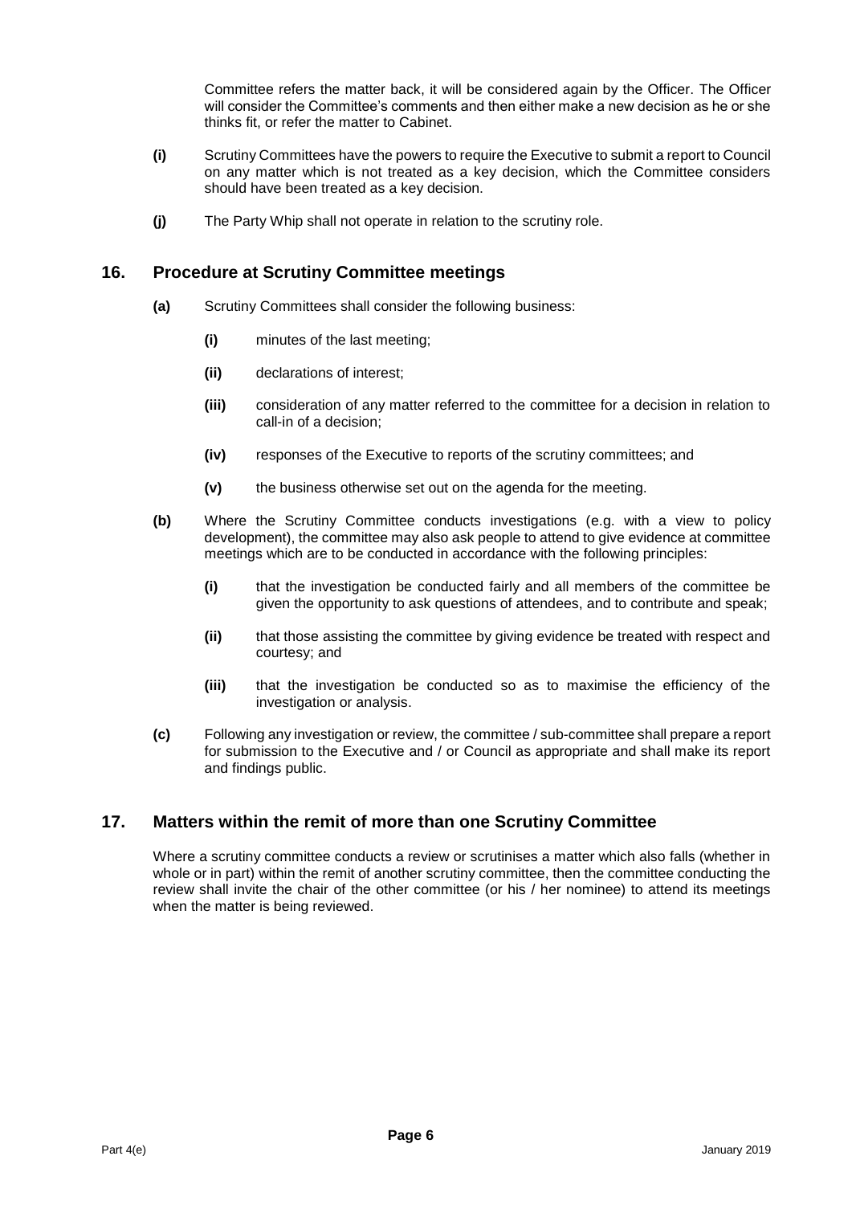Committee refers the matter back, it will be considered again by the Officer. The Officer will consider the Committee's comments and then either make a new decision as he or she thinks fit, or refer the matter to Cabinet.

**(i)** Scrutiny Committees have the powers to require the Executive to submit a report to Council on any matter which is not treated as a key decision, which the Committee considers should have been treated as a key decision.

**(j)** The Party Whip shall not operate in relation to the scrutiny role.

## 16. Procedure at Scrutiny Committee meetings

**(a)** Scrutiny Committees shall consider the following business:

**(i)** minutes of the last meeting;

**(ii)** declarations of interest;

**(iii)** consideration of any matter referred to the committee for a decision in relation to call-in of a decision;

**(iv)** responses of the Executive to reports of the scrutiny committees; and

**(v)** the business otherwise set out on the agenda for the meeting.

**(b)** Where the Scrutiny Committee conducts investigations (e.g. with a view to policy development), the committee may also ask people to attend to give evidence at committee meetings which are to be conducted in accordance with the following principles:

**(i)** that the investigation be conducted fairly and all members of the committee be given the opportunity to ask questions of attendees, and to contribute and speak;

**(ii)** that those assisting the committee by giving evidence be treated with respect and courtesy; and

**(iii)** that the investigation be conducted so as to maximise the efficiency of the investigation or analysis.

**(c)** Following any investigation or review, the committee / sub-committee shall prepare a report for submission to the Executive and / or Council as appropriate and shall make its report and findings public.

## 17. Matters within the remit of more than one Scrutiny Committee

Where a scrutiny committee conducts a review or scrutinises a matter which also falls (whether in whole or in part) within the remit of another scrutiny committee, then the committee conducting the review shall invite the chair of the other committee (or his / her nominee) to attend its meetings when the matter is being reviewed.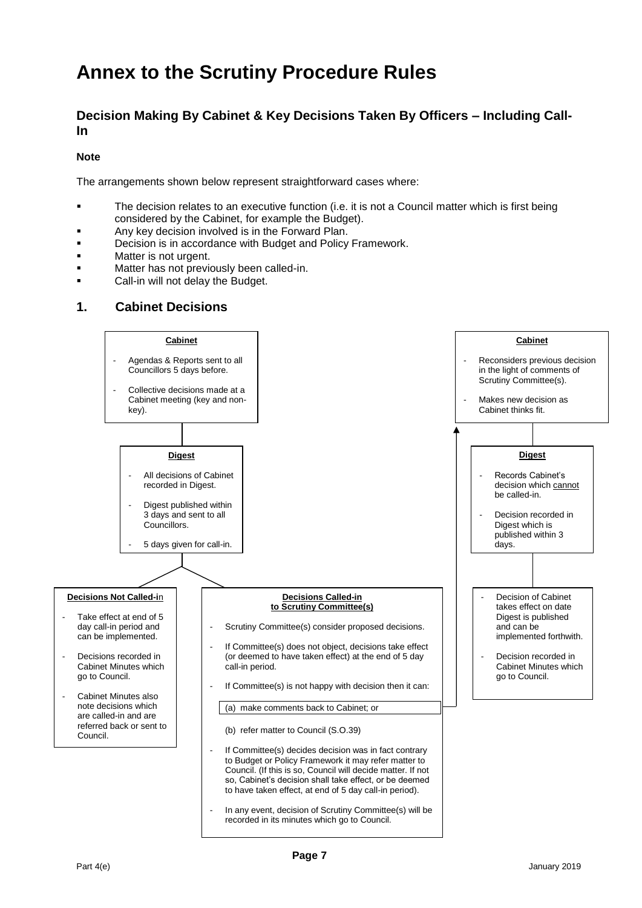# Annex to the Scrutiny Procedure Rules

## Decision Making By Cabinet & Key Decisions Taken By Officers – Including Call-In

**Note**

The arrangements shown below represent straightforward cases where:

- The decision relates to an executive function (i.e. it is not a Council matter which is first being considered by the Cabinet, for example the Budget).
- Any key decision involved is in the Forward Plan.
- Decision is in accordance with Budget and Policy Framework.
- Matter is not urgent.
- Matter has not previously been called-in.
- Call-in will not delay the Budget.

## 1. Cabinet Decisions

**Cabinet**

- Agendas & Reports sent to all Councillors 5 days before.
- Collective decisions made at a Cabinet meeting (key and non-key).

**Digest**

- All decisions of Cabinet recorded in Digest.
- Digest published within 3 days and sent to all Councillors.
- 5 days given for call-in.

**Decisions Not Called-in**

- Take effect at end of 5 day call-in period and can be implemented.
- Decisions recorded in Cabinet Minutes which go to Council.
- Cabinet Minutes also note decisions which are called-in and are referred back or sent to Council.

**Decisions Called-in to Scrutiny Committee(s)**

- Scrutiny Committee(s) consider proposed decisions.
- If Committee(s) does not object, decisions take effect (or deemed to have taken effect) at the end of 5 day call-in period.
- If Committee(s) is not happy with decision then it can:

  (a) make comments back to Cabinet; or

  (b) refer matter to Council (S.O.39)
- If Committee(s) decides decision was in fact contrary to Budget or Policy Framework it may refer matter to Council. (If this is so, Council will decide matter. If not so, Cabinet's decision shall take effect, or be deemed to have taken effect, at end of 5 day call-in period).
- In any event, decision of Scrutiny Committee(s) will be recorded in its minutes which go to Council.

**Cabinet**

- Reconsiders previous decision in the light of comments of Scrutiny Committee(s).
- Makes new decision as Cabinet thinks fit.

**Digest**

- Records Cabinet's decision which cannot be called-in.
- Decision recorded in Digest which is published within 3 days.

- Decision of Cabinet takes effect on date Digest is published and can be implemented forthwith.
- Decision recorded in Cabinet Minutes which go to Council.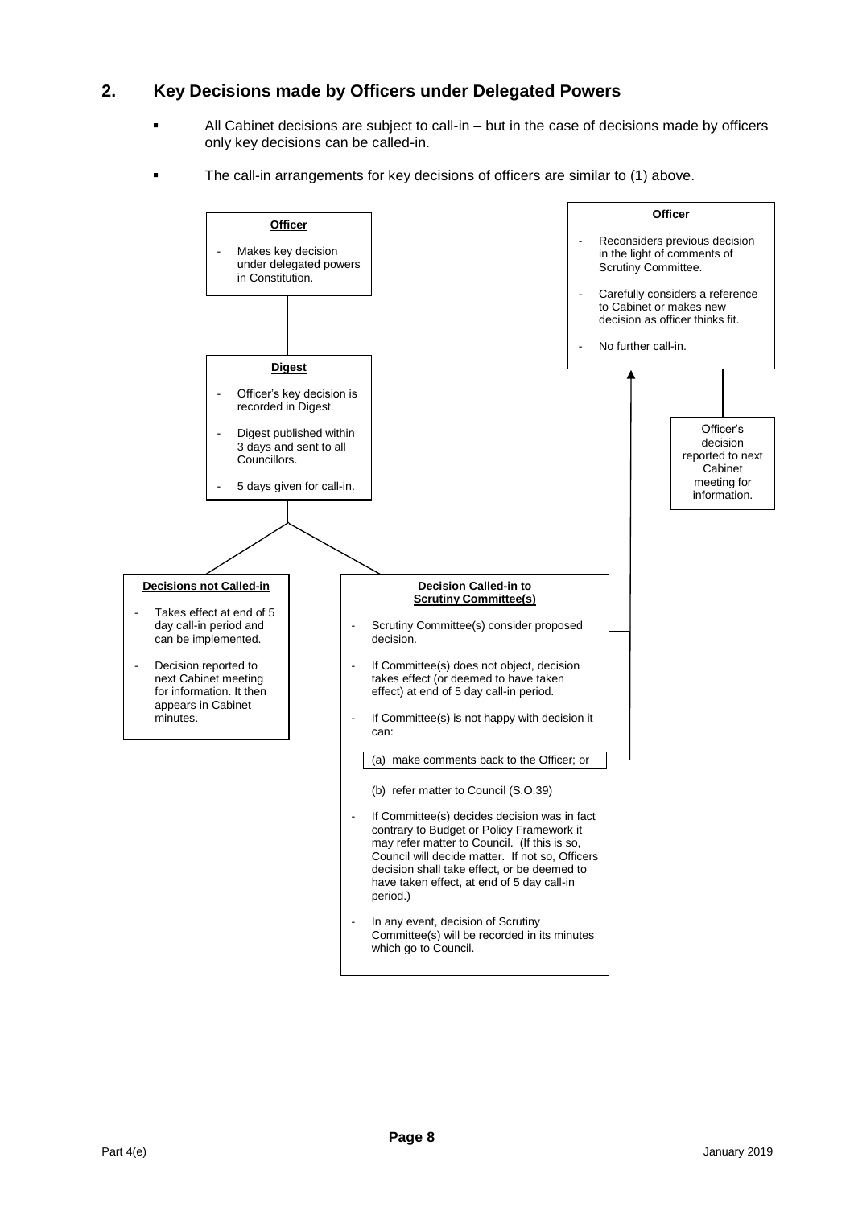## 2. Key Decisions made by Officers under Delegated Powers

- All Cabinet decisions are subject to call-in – but in the case of decisions made by officers only key decisions can be called-in.
- The call-in arrangements for key decisions of officers are similar to (1) above.

**Officer**

- Makes key decision under delegated powers in Constitution.

**Digest**

- Officer's key decision is recorded in Digest.
- Digest published within 3 days and sent to all Councillors.
- 5 days given for call-in.

**Decisions not Called-in**

- Takes effect at end of 5 day call-in period and can be implemented.
- Decision reported to next Cabinet meeting for information. It then appears in Cabinet minutes.

**Decision Called-in to Scrutiny Committee(s)**

- Scrutiny Committee(s) consider proposed decision.
- If Committee(s) does not object, decision takes effect (or deemed to have taken effect) at end of 5 day call-in period.
- If Committee(s) is not happy with decision it can:

  (a) make comments back to the Officer; or

  (b) refer matter to Council (S.O.39)

- If Committee(s) decides decision was in fact contrary to Budget or Policy Framework it may refer matter to Council. (If this is so, Council will decide matter. If not so, Officers decision shall take effect, or be deemed to have taken effect, at end of 5 day call-in period.)
- In any event, decision of Scrutiny Committee(s) will be recorded in its minutes which go to Council.

**Officer**

- Reconsiders previous decision in the light of comments of Scrutiny Committee.
- Carefully considers a reference to Cabinet or makes new decision as officer thinks fit.
- No further call-in.

Officer's decision reported to next Cabinet meeting for information.